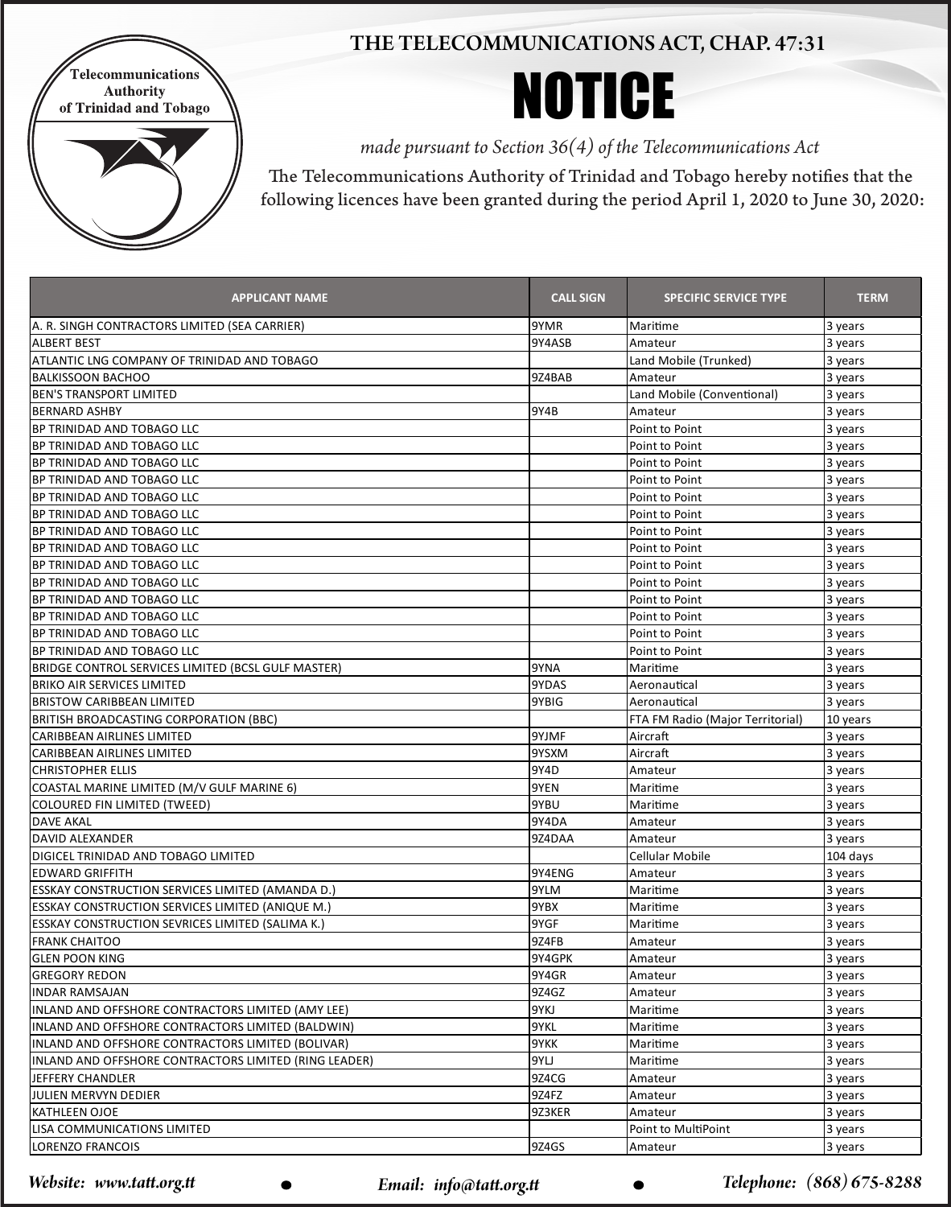Telecommunications Authority of Trinidad and Tobago

# THE TELECOMMUNICATIONS ACT, CHAP. 47:31

# NOTICE

*made pursuant to Section 36(4) of the Telecommunications Act*

The Telecommunications Authority of Trinidad and Tobago hereby notifies that the following licences have been granted during the period April 1, 2020 to June 30, 2020:

| APPLICANT NAME | CALL SIGN | SPECIFIC SERVICE TYPE | TERM |
|---|---|---|---|
| A. R. SINGH CONTRACTORS LIMITED (SEA CARRIER) | 9YMR | Maritime | 3 years |
| ALBERT BEST | 9Y4ASB | Amateur | 3 years |
| ATLANTIC LNG COMPANY OF TRINIDAD AND TOBAGO | | Land Mobile (Trunked) | 3 years |
| BALKISSOON BACHOO | 9Z4BAB | Amateur | 3 years |
| BEN'S TRANSPORT LIMITED | | Land Mobile (Conventional) | 3 years |
| BERNARD ASHBY | 9Y4B | Amateur | 3 years |
| BP TRINIDAD AND TOBAGO LLC | | Point to Point | 3 years |
| BP TRINIDAD AND TOBAGO LLC | | Point to Point | 3 years |
| BP TRINIDAD AND TOBAGO LLC | | Point to Point | 3 years |
| BP TRINIDAD AND TOBAGO LLC | | Point to Point | 3 years |
| BP TRINIDAD AND TOBAGO LLC | | Point to Point | 3 years |
| BP TRINIDAD AND TOBAGO LLC | | Point to Point | 3 years |
| BP TRINIDAD AND TOBAGO LLC | | Point to Point | 3 years |
| BP TRINIDAD AND TOBAGO LLC | | Point to Point | 3 years |
| BP TRINIDAD AND TOBAGO LLC | | Point to Point | 3 years |
| BP TRINIDAD AND TOBAGO LLC | | Point to Point | 3 years |
| BP TRINIDAD AND TOBAGO LLC | | Point to Point | 3 years |
| BP TRINIDAD AND TOBAGO LLC | | Point to Point | 3 years |
| BP TRINIDAD AND TOBAGO LLC | | Point to Point | 3 years |
| BP TRINIDAD AND TOBAGO LLC | | Point to Point | 3 years |
| BRIDGE CONTROL SERVICES LIMITED (BCSL GULF MASTER) | 9YNA | Maritime | 3 years |
| BRIKO AIR SERVICES LIMITED | 9YDAS | Aeronautical | 3 years |
| BRISTOW CARIBBEAN LIMITED | 9YBIG | Aeronautical | 3 years |
| BRITISH BROADCASTING CORPORATION (BBC) | | FTA FM Radio (Major Territorial) | 10 years |
| CARIBBEAN AIRLINES LIMITED | 9YJMF | Aircraft | 3 years |
| CARIBBEAN AIRLINES LIMITED | 9YSXM | Aircraft | 3 years |
| CHRISTOPHER ELLIS | 9Y4D | Amateur | 3 years |
| COASTAL MARINE LIMITED (M/V GULF MARINE 6) | 9YEN | Maritime | 3 years |
| COLOURED FIN LIMITED (TWEED) | 9YBU | Maritime | 3 years |
| DAVE AKAL | 9Y4DA | Amateur | 3 years |
| DAVID ALEXANDER | 9Z4DAA | Amateur | 3 years |
| DIGICEL TRINIDAD AND TOBAGO LIMITED | | Cellular Mobile | 104 days |
| EDWARD GRIFFITH | 9Y4ENG | Amateur | 3 years |
| ESSKAY CONSTRUCTION SERVICES LIMITED (AMANDA D.) | 9YLM | Maritime | 3 years |
| ESSKAY CONSTRUCTION SERVICES LIMITED (ANIQUE M.) | 9YBX | Maritime | 3 years |
| ESSKAY CONSTRUCTION SEVRICES LIMITED (SALIMA K.) | 9YGF | Maritime | 3 years |
| FRANK CHAITOO | 9Z4FB | Amateur | 3 years |
| GLEN POON KING | 9Y4GPK | Amateur | 3 years |
| GREGORY REDON | 9Y4GR | Amateur | 3 years |
| INDAR RAMSAJAN | 9Z4GZ | Amateur | 3 years |
| INLAND AND OFFSHORE CONTRACTORS LIMITED (AMY LEE) | 9YKJ | Maritime | 3 years |
| INLAND AND OFFSHORE CONTRACTORS LIMITED (BALDWIN) | 9YKL | Maritime | 3 years |
| INLAND AND OFFSHORE CONTRACTORS LIMITED (BOLIVAR) | 9YKK | Maritime | 3 years |
| INLAND AND OFFSHORE CONTRACTORS LIMITED (RING LEADER) | 9YLJ | Maritime | 3 years |
| JEFFERY CHANDLER | 9Z4CG | Amateur | 3 years |
| JULIEN MERVYN DEDIER | 9Z4FZ | Amateur | 3 years |
| KATHLEEN OJOE | 9Z3KER | Amateur | 3 years |
| LISA COMMUNICATIONS LIMITED | | Point to MultiPoint | 3 years |
| LORENZO FRANCOIS | 9Z4GS | Amateur | 3 years |

*Website: www.tatt.org.tt* • *Email: info@tatt.org.tt* • *Telephone: (868) 675-8288*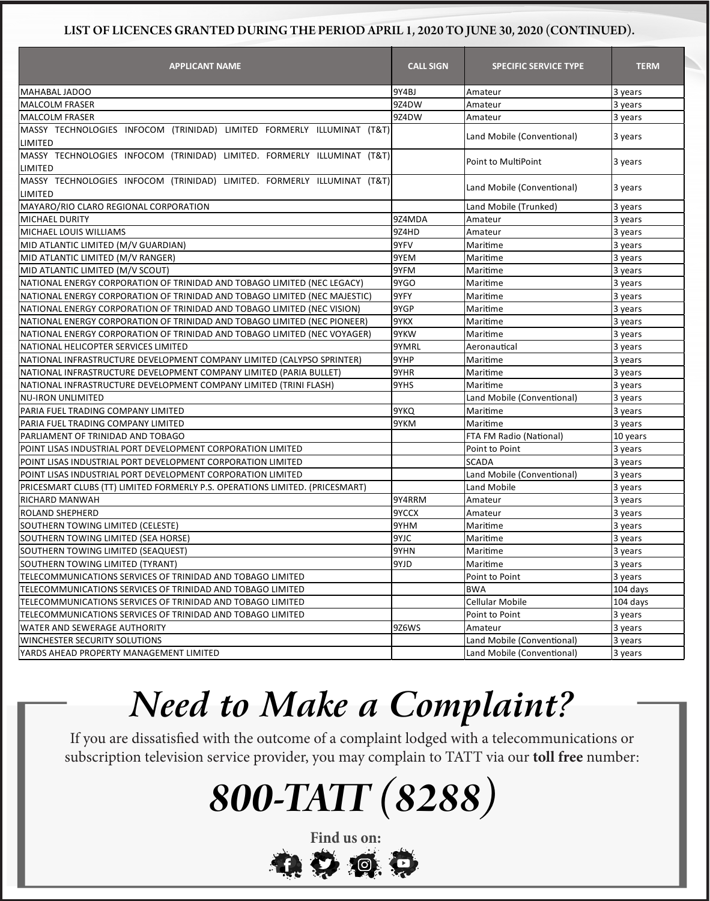## LIST OF LICENCES GRANTED DURING THE PERIOD APRIL 1, 2020 TO JUNE 30, 2020 (CONTINUED).

| APPLICANT NAME | CALL SIGN | SPECIFIC SERVICE TYPE | TERM |
|---|---|---|---|
| MAHABAL JADOO | 9Y4BJ | Amateur | 3 years |
| MALCOLM FRASER | 9Z4DW | Amateur | 3 years |
| MALCOLM FRASER | 9Z4DW | Amateur | 3 years |
| MASSY TECHNOLOGIES INFOCOM (TRINIDAD) LIMITED FORMERLY ILLUMINAT (T&T) LIMITED | | Land Mobile (Conventional) | 3 years |
| MASSY TECHNOLOGIES INFOCOM (TRINIDAD) LIMITED. FORMERLY ILLUMINAT (T&T) LIMITED | | Point to MultiPoint | 3 years |
| MASSY TECHNOLOGIES INFOCOM (TRINIDAD) LIMITED. FORMERLY ILLUMINAT (T&T) LIMITED | | Land Mobile (Conventional) | 3 years |
| MAYARO/RIO CLARO REGIONAL CORPORATION | | Land Mobile (Trunked) | 3 years |
| MICHAEL DURITY | 9Z4MDA | Amateur | 3 years |
| MICHAEL LOUIS WILLIAMS | 9Z4HD | Amateur | 3 years |
| MID ATLANTIC LIMITED (M/V GUARDIAN) | 9YFV | Maritime | 3 years |
| MID ATLANTIC LIMITED (M/V RANGER) | 9YEM | Maritime | 3 years |
| MID ATLANTIC LIMITED (M/V SCOUT) | 9YFM | Maritime | 3 years |
| NATIONAL ENERGY CORPORATION OF TRINIDAD AND TOBAGO LIMITED (NEC LEGACY) | 9YGO | Maritime | 3 years |
| NATIONAL ENERGY CORPORATION OF TRINIDAD AND TOBAGO LIMITED (NEC MAJESTIC) | 9YFY | Maritime | 3 years |
| NATIONAL ENERGY CORPORATION OF TRINIDAD AND TOBAGO LIMITED (NEC VISION) | 9YGP | Maritime | 3 years |
| NATIONAL ENERGY CORPORATION OF TRINIDAD AND TOBAGO LIMITED (NEC PIONEER) | 9YKX | Maritime | 3 years |
| NATIONAL ENERGY CORPORATION OF TRINIDAD AND TOBAGO LIMITED (NEC VOYAGER) | 9YKW | Maritime | 3 years |
| NATIONAL HELICOPTER SERVICES LIMITED | 9YMRL | Aeronautical | 3 years |
| NATIONAL INFRASTRUCTURE DEVELOPMENT COMPANY LIMITED (CALYPSO SPRINTER) | 9YHP | Maritime | 3 years |
| NATIONAL INFRASTRUCTURE DEVELOPMENT COMPANY LIMITED (PARIA BULLET) | 9YHR | Maritime | 3 years |
| NATIONAL INFRASTRUCTURE DEVELOPMENT COMPANY LIMITED (TRINI FLASH) | 9YHS | Maritime | 3 years |
| NU-IRON UNLIMITED | | Land Mobile (Conventional) | 3 years |
| PARIA FUEL TRADING COMPANY LIMITED | 9YKQ | Maritime | 3 years |
| PARIA FUEL TRADING COMPANY LIMITED | 9YKM | Maritime | 3 years |
| PARLIAMENT OF TRINIDAD AND TOBAGO | | FTA FM Radio (National) | 10 years |
| POINT LISAS INDUSTRIAL PORT DEVELOPMENT CORPORATION LIMITED | | Point to Point | 3 years |
| POINT LISAS INDUSTRIAL PORT DEVELOPMENT CORPORATION LIMITED | | SCADA | 3 years |
| POINT LISAS INDUSTRIAL PORT DEVELOPMENT CORPORATION LIMITED | | Land Mobile (Conventional) | 3 years |
| PRICESMART CLUBS (TT) LIMITED FORMERLY P.S. OPERATIONS LIMITED. (PRICESMART) | | Land Mobile | 3 years |
| RICHARD MANWAH | 9Y4RRM | Amateur | 3 years |
| ROLAND SHEPHERD | 9YCCX | Amateur | 3 years |
| SOUTHERN TOWING LIMITED (CELESTE) | 9YHM | Maritime | 3 years |
| SOUTHERN TOWING LIMITED (SEA HORSE) | 9YJC | Maritime | 3 years |
| SOUTHERN TOWING LIMITED (SEAQUEST) | 9YHN | Maritime | 3 years |
| SOUTHERN TOWING LIMITED (TYRANT) | 9YJD | Maritime | 3 years |
| TELECOMMUNICATIONS SERVICES OF TRINIDAD AND TOBAGO LIMITED | | Point to Point | 3 years |
| TELECOMMUNICATIONS SERVICES OF TRINIDAD AND TOBAGO LIMITED | | BWA | 104 days |
| TELECOMMUNICATIONS SERVICES OF TRINIDAD AND TOBAGO LIMITED | | Cellular Mobile | 104 days |
| TELECOMMUNICATIONS SERVICES OF TRINIDAD AND TOBAGO LIMITED | | Point to Point | 3 years |
| WATER AND SEWERAGE AUTHORITY | 9Z6WS | Amateur | 3 years |
| WINCHESTER SECURITY SOLUTIONS | | Land Mobile (Conventional) | 3 years |
| YARDS AHEAD PROPERTY MANAGEMENT LIMITED | | Land Mobile (Conventional) | 3 years |

# *Need to Make a Complaint?*

If you are dissatisfied with the outcome of a complaint lodged with a telecommunications or subscription television service provider, you may complain to TATT via our **toll free** number:

## *800-TATT (8288)*

**Find us on:**